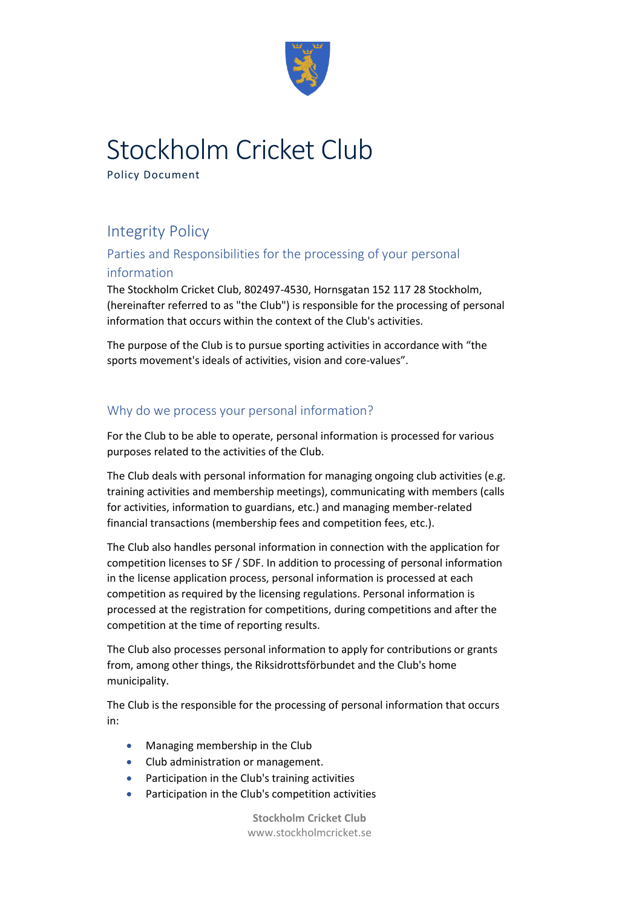# Stockholm Cricket Club

Policy Document

## Integrity Policy

### Parties and Responsibilities for the processing of your personal information

The Stockholm Cricket Club, 802497-4530, Hornsgatan 152 117 28 Stockholm, (hereinafter referred to as "the Club") is responsible for the processing of personal information that occurs within the context of the Club's activities.

The purpose of the Club is to pursue sporting activities in accordance with "the sports movement's ideals of activities, vision and core-values".

### Why do we process your personal information?

For the Club to be able to operate, personal information is processed for various purposes related to the activities of the Club.

The Club deals with personal information for managing ongoing club activities (e.g. training activities and membership meetings), communicating with members (calls for activities, information to guardians, etc.) and managing member-related financial transactions (membership fees and competition fees, etc.).

The Club also handles personal information in connection with the application for competition licenses to SF / SDF. In addition to processing of personal information in the license application process, personal information is processed at each competition as required by the licensing regulations. Personal information is processed at the registration for competitions, during competitions and after the competition at the time of reporting results.

The Club also processes personal information to apply for contributions or grants from, among other things, the Riksidrottsförbundet and the Club's home municipality.

The Club is the responsible for the processing of personal information that occurs in:

- Managing membership in the Club
- Club administration or management.
- Participation in the Club's training activities
- Participation in the Club's competition activities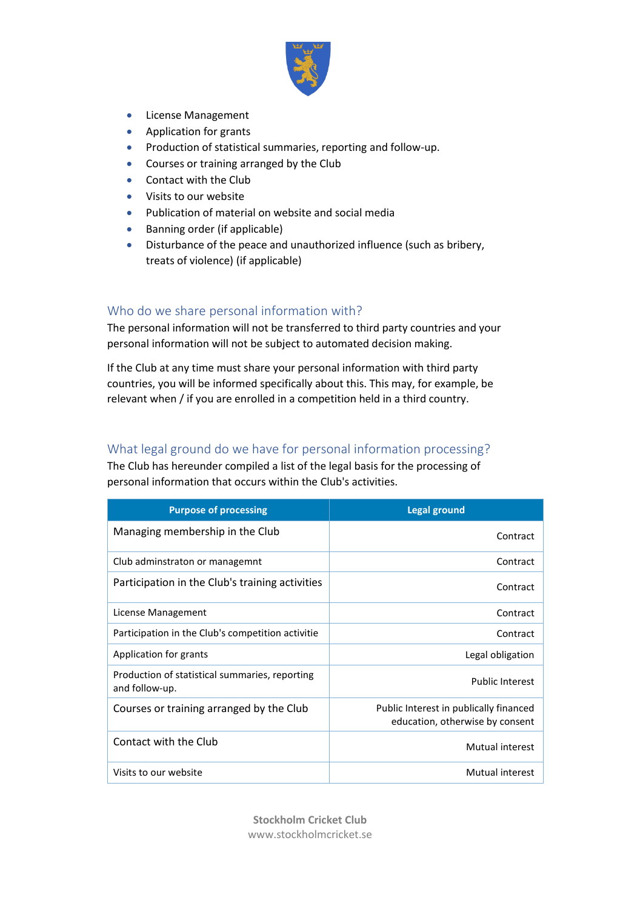- License Management
- Application for grants
- Production of statistical summaries, reporting and follow-up.
- Courses or training arranged by the Club
- Contact with the Club
- Visits to our website
- Publication of material on website and social media
- Banning order (if applicable)
- Disturbance of the peace and unauthorized influence (such as bribery, treats of violence) (if applicable)

## Who do we share personal information with?

The personal information will not be transferred to third party countries and your personal information will not be subject to automated decision making.

If the Club at any time must share your personal information with third party countries, you will be informed specifically about this. This may, for example, be relevant when / if you are enrolled in a competition held in a third country.

## What legal ground do we have for personal information processing?

The Club has hereunder compiled a list of the legal basis for the processing of personal information that occurs within the Club's activities.

| Purpose of processing | Legal ground |
|---|---|
| Managing membership in the Club | Contract |
| Club adminstraton or managemnt | Contract |
| Participation in the Club's training activities | Contract |
| License Management | Contract |
| Participation in the Club's competition activitie | Contract |
| Application for grants | Legal obligation |
| Production of statistical summaries, reporting and follow-up. | Public Interest |
| Courses or training arranged by the Club | Public Interest in publically financed education, otherwise by consent |
| Contact with the Club | Mutual interest |
| Visits to our website | Mutual interest |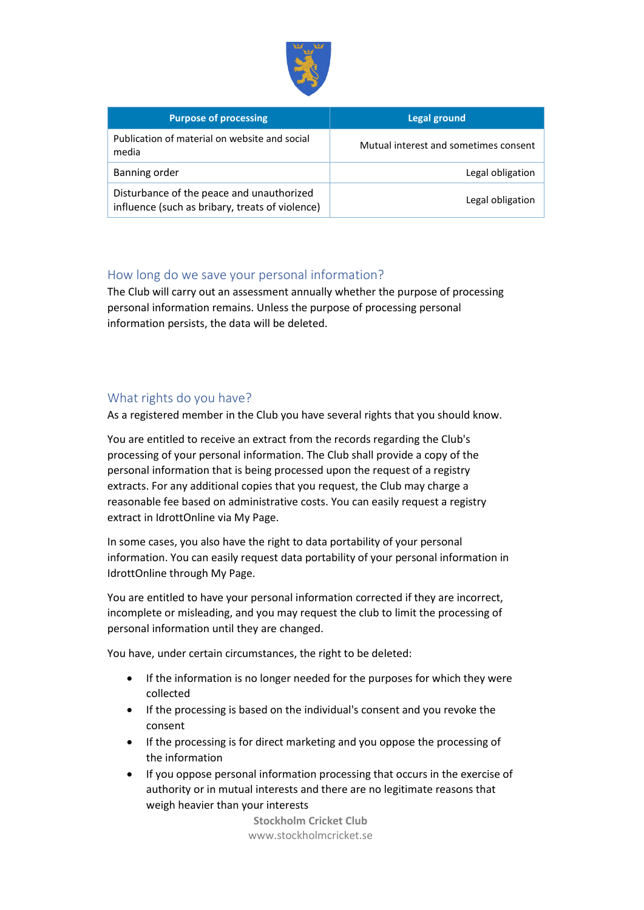| Purpose of processing | Legal ground |
| --- | --- |
| Publication of material on website and social media | Mutual interest and sometimes consent |
| Banning order | Legal obligation |
| Disturbance of the peace and unauthorized influence (such as bribary, treats of violence) | Legal obligation |

## How long do we save your personal information?

The Club will carry out an assessment annually whether the purpose of processing personal information remains. Unless the purpose of processing personal information persists, the data will be deleted.

## What rights do you have?

As a registered member in the Club you have several rights that you should know.

You are entitled to receive an extract from the records regarding the Club's processing of your personal information. The Club shall provide a copy of the personal information that is being processed upon the request of a registry extracts. For any additional copies that you request, the Club may charge a reasonable fee based on administrative costs. You can easily request a registry extract in IdrottOnline via My Page.

In some cases, you also have the right to data portability of your personal information. You can easily request data portability of your personal information in IdrottOnline through My Page.

You are entitled to have your personal information corrected if they are incorrect, incomplete or misleading, and you may request the club to limit the processing of personal information until they are changed.

You have, under certain circumstances, the right to be deleted:

- If the information is no longer needed for the purposes for which they were collected
- If the processing is based on the individual's consent and you revoke the consent
- If the processing is for direct marketing and you oppose the processing of the information
- If you oppose personal information processing that occurs in the exercise of authority or in mutual interests and there are no legitimate reasons that weigh heavier than your interests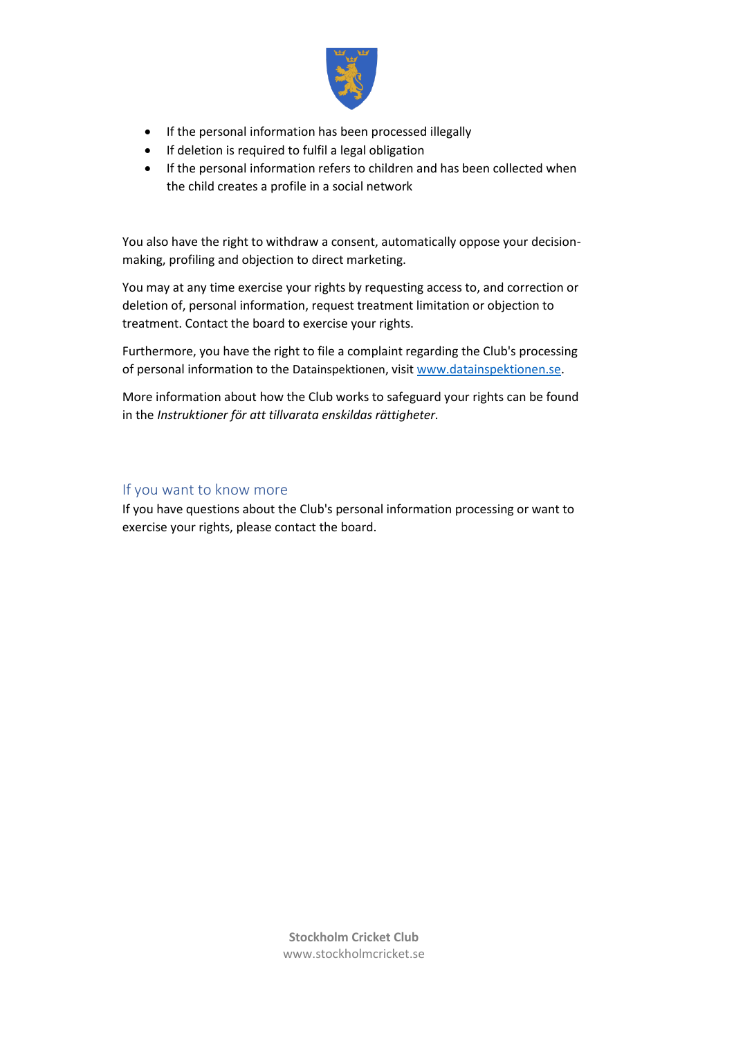- If the personal information has been processed illegally
- If deletion is required to fulfil a legal obligation
- If the personal information refers to children and has been collected when the child creates a profile in a social network

You also have the right to withdraw a consent, automatically oppose your decision-making, profiling and objection to direct marketing.

You may at any time exercise your rights by requesting access to, and correction or deletion of, personal information, request treatment limitation or objection to treatment. Contact the board to exercise your rights.

Furthermore, you have the right to file a complaint regarding the Club's processing of personal information to the Datainspektionen, visit [www.datainspektionen.se](http://www.datainspektionen.se).

More information about how the Club works to safeguard your rights can be found in the *Instruktioner för att tillvarata enskildas rättigheter.*

## If you want to know more

If you have questions about the Club's personal information processing or want to exercise your rights, please contact the board.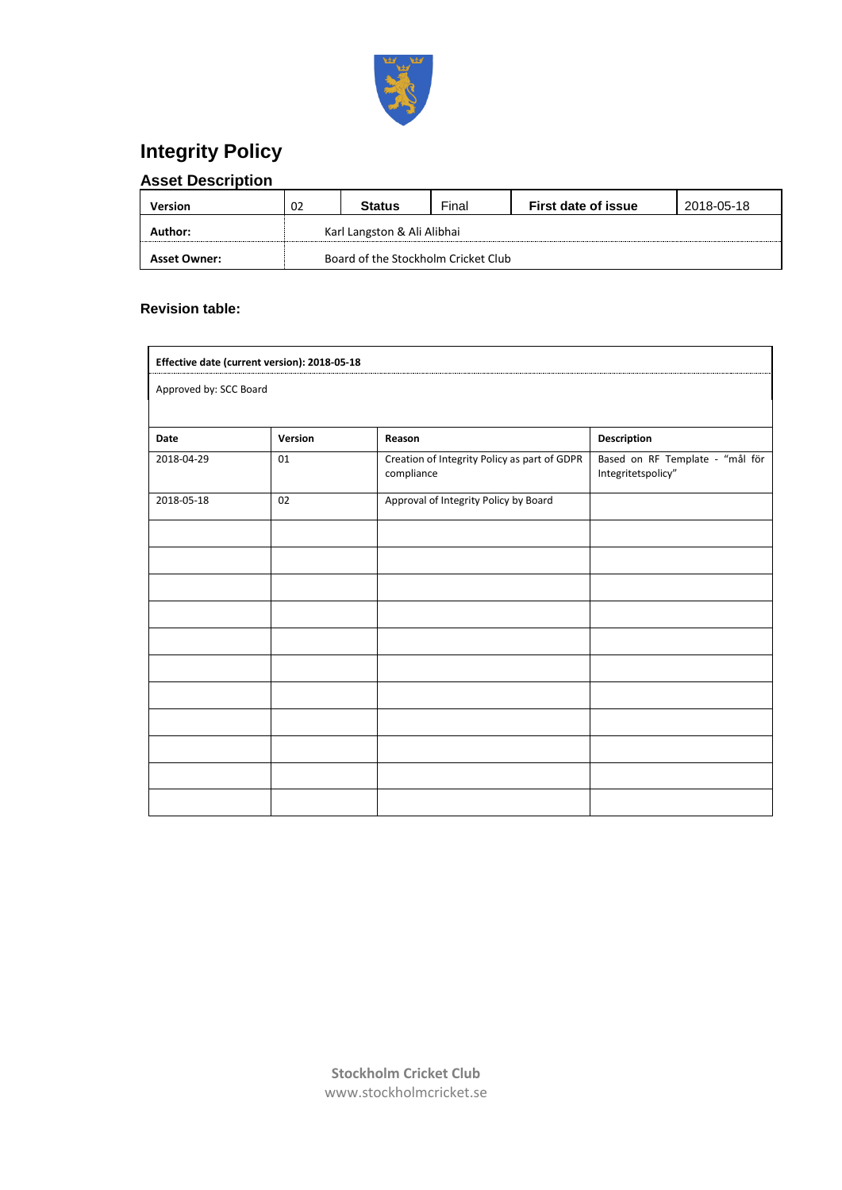# Integrity Policy

## Asset Description

| Version | 02 | Status | Final | First date of issue | 2018-05-18 |
|---|---|---|---|---|---|
| Author: | Karl Langston & Ali Alibhai | | | | |
| Asset Owner: | Board of the Stockholm Cricket Club | | | | |

### Revision table:

**Effective date (current version): 2018-05-18**

Approved by: SCC Board

| Date | Version | Reason | Description |
|---|---|---|---|
| 2018-04-29 | 01 | Creation of Integrity Policy as part of GDPR compliance | Based on RF Template - "mål för Integritetspolicy" |
| 2018-05-18 | 02 | Approval of Integrity Policy by Board | |
| | | | |
| | | | |
| | | | |
| | | | |
| | | | |
| | | | |
| | | | |
| | | | |
| | | | |
| | | | |
| | | | |

**Stockholm Cricket Club**
www.stockholmcricket.se